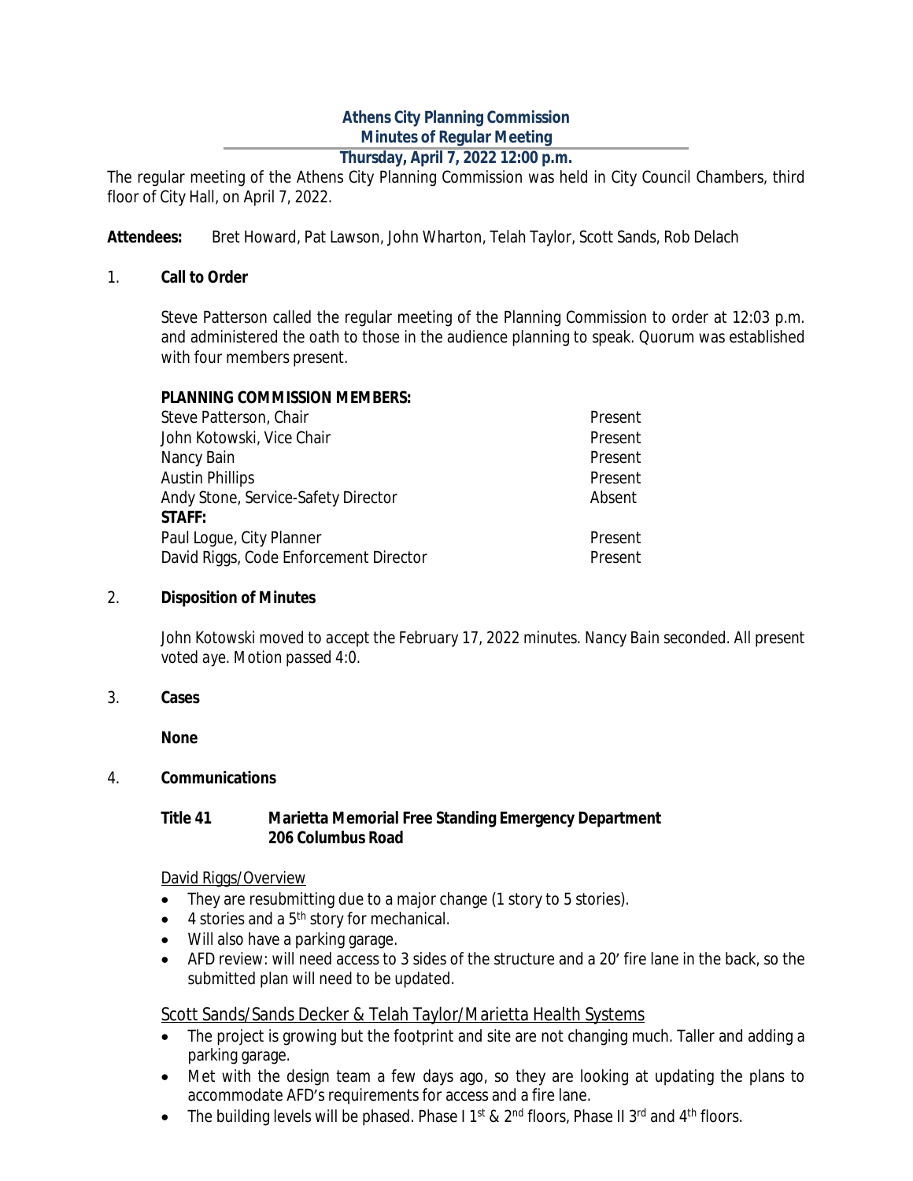# Athens City Planning Commission
## Minutes of Regular Meeting
### Thursday, April 7, 2022 12:00 p.m.

The regular meeting of the Athens City Planning Commission was held in City Council Chambers, third floor of City Hall, on April 7, 2022.

**Attendees:** Bret Howard, Pat Lawson, John Wharton, Telah Taylor, Scott Sands, Rob Delach

1. **Call to Order**

   Steve Patterson called the regular meeting of the Planning Commission to order at 12:03 p.m. and administered the oath to those in the audience planning to speak. Quorum was established with four members present.

   **PLANNING COMMISSION MEMBERS:**

   | | |
   |---|---|
   | Steve Patterson, Chair | Present |
   | John Kotowski, Vice Chair | Present |
   | Nancy Bain | Present |
   | Austin Phillips | Present |
   | Andy Stone, Service-Safety Director | Absent |
   | **STAFF:** | |
   | Paul Logue, City Planner | Present |
   | David Riggs, Code Enforcement Director | Present |

2. **Disposition of Minutes**

   *John Kotowski moved to accept the February 17, 2022 minutes. Nancy Bain seconded. All present voted aye. Motion passed 4:0.*

3. **Cases**

   **None**

4. **Communications**

   **Title 41 Marietta Memorial Free Standing Emergency Department**
   **206 Columbus Road**

   David Riggs/Overview
   - They are resubmitting due to a major change (1 story to 5 stories).
   - 4 stories and a 5th story for mechanical.
   - Will also have a parking garage.
   - AFD review: will need access to 3 sides of the structure and a 20' fire lane in the back, so the submitted plan will need to be updated.

   Scott Sands/Sands Decker & Telah Taylor/Marietta Health Systems
   - The project is growing but the footprint and site are not changing much. Taller and adding a parking garage.
   - Met with the design team a few days ago, so they are looking at updating the plans to accommodate AFD's requirements for access and a fire lane.
   - The building levels will be phased. Phase I 1st & 2nd floors, Phase II 3rd and 4th floors.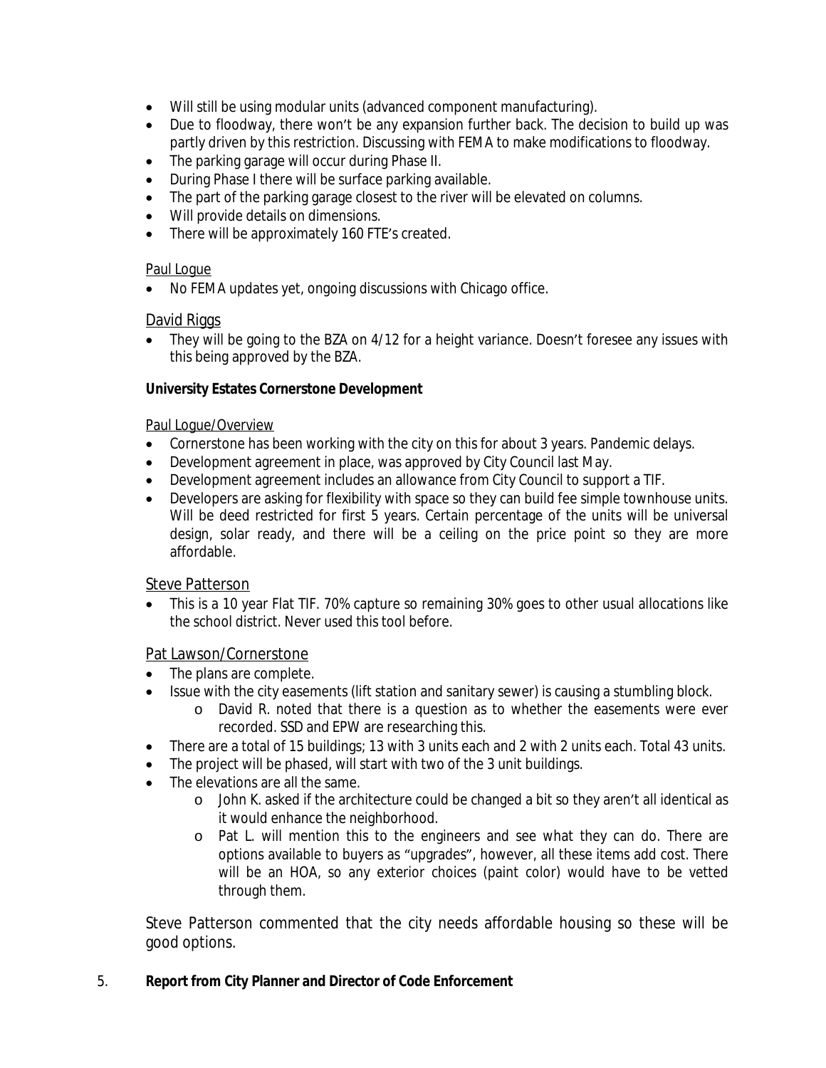- Will still be using modular units (advanced component manufacturing).
- Due to floodway, there won't be any expansion further back. The decision to build up was partly driven by this restriction. Discussing with FEMA to make modifications to floodway.
- The parking garage will occur during Phase II.
- During Phase I there will be surface parking available.
- The part of the parking garage closest to the river will be elevated on columns.
- Will provide details on dimensions.
- There will be approximately 160 FTE's created.

Paul Logue

- No FEMA updates yet, ongoing discussions with Chicago office.

David Riggs

- They will be going to the BZA on 4/12 for a height variance. Doesn't foresee any issues with this being approved by the BZA.

**University Estates Cornerstone Development**

Paul Logue/Overview

- Cornerstone has been working with the city on this for about 3 years. Pandemic delays.
- Development agreement in place, was approved by City Council last May.
- Development agreement includes an allowance from City Council to support a TIF.
- Developers are asking for flexibility with space so they can build fee simple townhouse units. Will be deed restricted for first 5 years. Certain percentage of the units will be universal design, solar ready, and there will be a ceiling on the price point so they are more affordable.

Steve Patterson

- This is a 10 year Flat TIF. 70% capture so remaining 30% goes to other usual allocations like the school district. Never used this tool before.

Pat Lawson/Cornerstone

- The plans are complete.
- Issue with the city easements (lift station and sanitary sewer) is causing a stumbling block.
  - David R. noted that there is a question as to whether the easements were ever recorded. SSD and EPW are researching this.
- There are a total of 15 buildings; 13 with 3 units each and 2 with 2 units each. Total 43 units.
- The project will be phased, will start with two of the 3 unit buildings.
- The elevations are all the same.
  - John K. asked if the architecture could be changed a bit so they aren't all identical as it would enhance the neighborhood.
  - Pat L. will mention this to the engineers and see what they can do. There are options available to buyers as "upgrades", however, all these items add cost. There will be an HOA, so any exterior choices (paint color) would have to be vetted through them.

Steve Patterson commented that the city needs affordable housing so these will be good options.

5. **Report from City Planner and Director of Code Enforcement**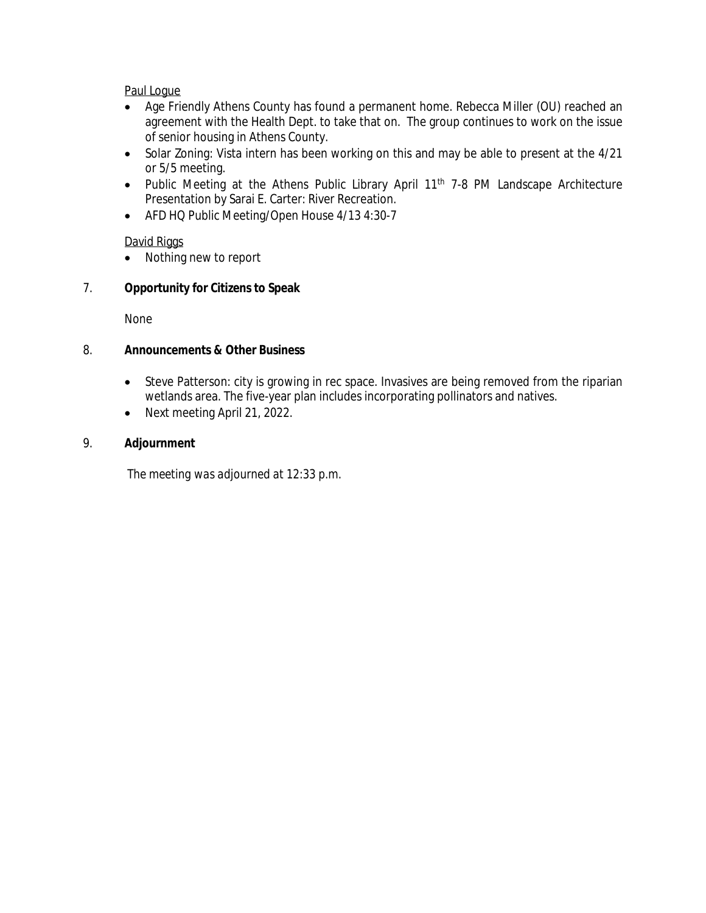Paul Logue

- Age Friendly Athens County has found a permanent home. Rebecca Miller (OU) reached an agreement with the Health Dept. to take that on. The group continues to work on the issue of senior housing in Athens County.
- Solar Zoning: Vista intern has been working on this and may be able to present at the 4/21 or 5/5 meeting.
- Public Meeting at the Athens Public Library April 11th 7-8 PM Landscape Architecture Presentation by Sarai E. Carter: River Recreation.
- AFD HQ Public Meeting/Open House 4/13 4:30-7

David Riggs

- Nothing new to report

7. **Opportunity for Citizens to Speak**

None

8. **Announcements & Other Business**

- Steve Patterson: city is growing in rec space. Invasives are being removed from the riparian wetlands area. The five-year plan includes incorporating pollinators and natives.
- Next meeting April 21, 2022.

9. **Adjournment**

*The meeting was adjourned at 12:33 p.m.*